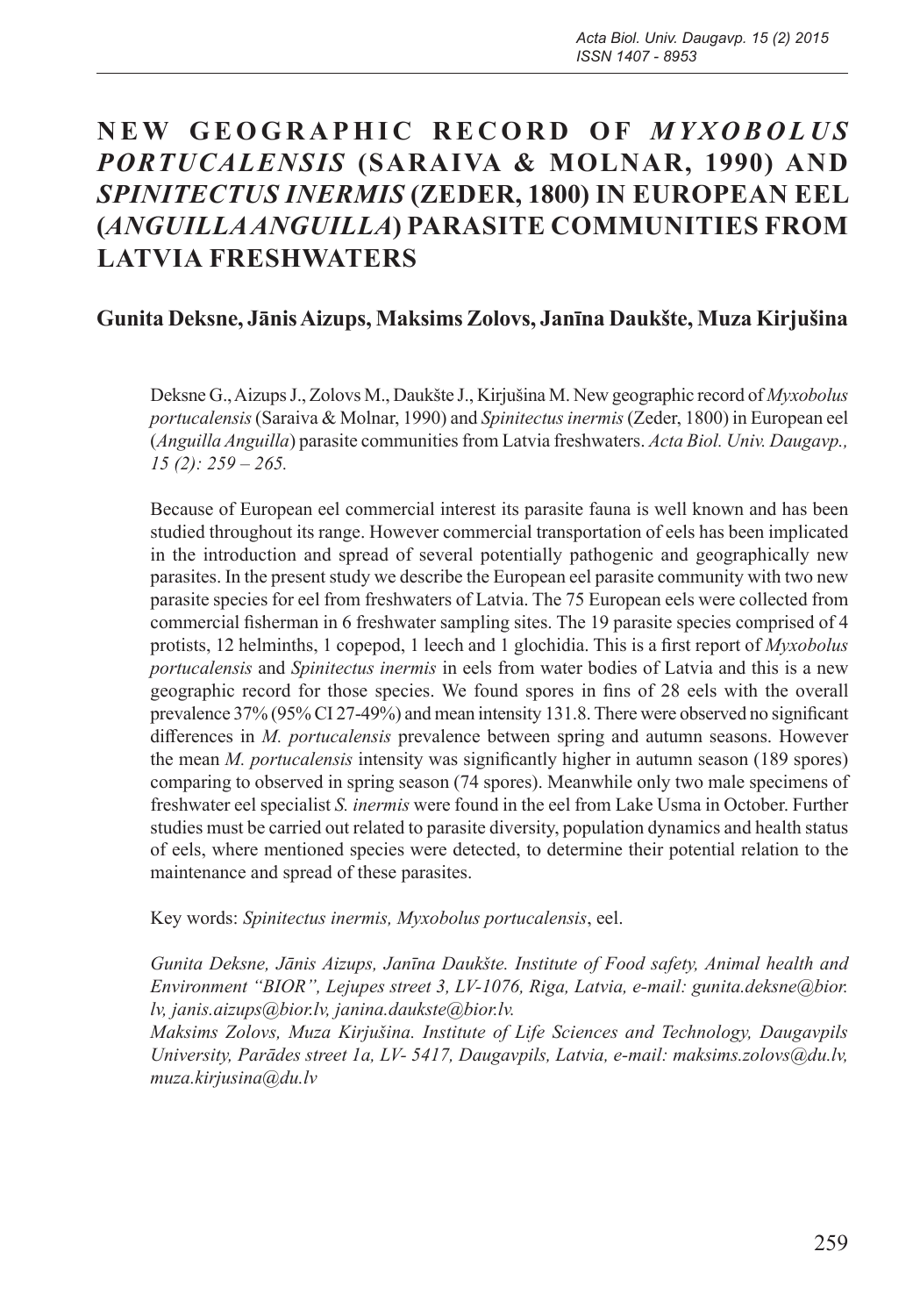# NEW GEOGRAPHIC RECORD OF *MYXOBOLUS PORTUCALENSIS* (SARAIVA & MOLNAR, 1990) AND *SPINITECTUS INERMIS* (ZEDER, 1800) IN EUROPEAN EEL (*ANGUILLA ANGUILLA*) PARASITE COMMUNITIES FROM LATVIA FRESHWATERS

**Gunita Deksne, Jānis Aizups, Maksims Zolovs, Janīna Daukšte, Muza Kirjušina**

Deksne G., Aizups J., Zolovs M., Daukšte J., Kirjušina M. New geographic record of *Myxobolus portucalensis* (Saraiva & Molnar, 1990) and *Spinitectus inermis* (Zeder, 1800) in European eel (*Anguilla Anguilla*) parasite communities from Latvia freshwaters. *Acta Biol. Univ. Daugavp., 15 (2): 259 – 265.*

Because of European eel commercial interest its parasite fauna is well known and has been studied throughout its range. However commercial transportation of eels has been implicated in the introduction and spread of several potentially pathogenic and geographically new parasites. In the present study we describe the European eel parasite community with two new parasite species for eel from freshwaters of Latvia. The 75 European eels were collected from commercial fisherman in 6 freshwater sampling sites. The 19 parasite species comprised of 4 protists, 12 helminths, 1 copepod, 1 leech and 1 glochidia. This is a first report of *Myxobolus portucalensis* and *Spinitectus inermis* in eels from water bodies of Latvia and this is a new geographic record for those species. We found spores in fins of 28 eels with the overall prevalence 37% (95% CI 27-49%) and mean intensity 131.8. There were observed no significant differences in *M. portucalensis* prevalence between spring and autumn seasons. However the mean *M. portucalensis* intensity was significantly higher in autumn season (189 spores) comparing to observed in spring season (74 spores). Meanwhile only two male specimens of freshwater eel specialist *S. inermis* were found in the eel from Lake Usma in October. Further studies must be carried out related to parasite diversity, population dynamics and health status of eels, where mentioned species were detected, to determine their potential relation to the maintenance and spread of these parasites.

Key words: *Spinitectus inermis, Myxobolus portucalensis*, eel.

*Gunita Deksne, Jānis Aizups, Janīna Daukšte. Institute of Food safety, Animal health and Environment "BIOR", Lejupes street 3, LV-1076, Riga, Latvia, e-mail: gunita.deksne@bior.lv, janis.aizups@bior.lv, janina.daukste@bior.lv.*

*Maksims Zolovs, Muza Kirjušina. Institute of Life Sciences and Technology, Daugavpils University, Parādes street 1a, LV- 5417, Daugavpils, Latvia, e-mail: maksims.zolovs@du.lv, muza.kirjusina@du.lv*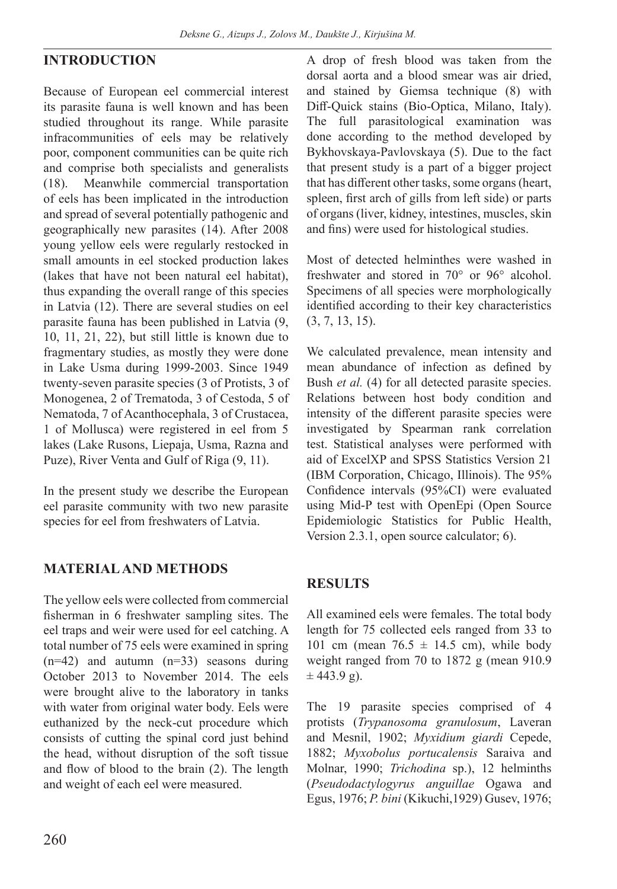## INTRODUCTION

Because of European eel commercial interest its parasite fauna is well known and has been studied throughout its range. While parasite infracommunities of eels may be relatively poor, component communities can be quite rich and comprise both specialists and generalists (18). Meanwhile commercial transportation of eels has been implicated in the introduction and spread of several potentially pathogenic and geographically new parasites (14). After 2008 young yellow eels were regularly restocked in small amounts in eel stocked production lakes (lakes that have not been natural eel habitat), thus expanding the overall range of this species in Latvia (12). There are several studies on eel parasite fauna has been published in Latvia (9, 10, 11, 21, 22), but still little is known due to fragmentary studies, as mostly they were done in Lake Usma during 1999-2003. Since 1949 twenty-seven parasite species (3 of Protists, 3 of Monogenea, 2 of Trematoda, 3 of Cestoda, 5 of Nematoda, 7 of Acanthocephala, 3 of Crustacea, 1 of Mollusca) were registered in eel from 5 lakes (Lake Rusons, Liepaja, Usma, Razna and Puze), River Venta and Gulf of Riga (9, 11).

In the present study we describe the European eel parasite community with two new parasite species for eel from freshwaters of Latvia.

## MATERIAL AND METHODS

The yellow eels were collected from commercial fisherman in 6 freshwater sampling sites. The eel traps and weir were used for eel catching. A total number of 75 eels were examined in spring (n=42) and autumn (n=33) seasons during October 2013 to November 2014. The eels were brought alive to the laboratory in tanks with water from original water body. Eels were euthanized by the neck-cut procedure which consists of cutting the spinal cord just behind the head, without disruption of the soft tissue and flow of blood to the brain (2). The length and weight of each eel were measured.

A drop of fresh blood was taken from the dorsal aorta and a blood smear was air dried, and stained by Giemsa technique (8) with Diff-Quick stains (Bio-Optica, Milano, Italy). The full parasitological examination was done according to the method developed by Bykhovskaya-Pavlovskaya (5). Due to the fact that present study is a part of a bigger project that has different other tasks, some organs (heart, spleen, first arch of gills from left side) or parts of organs (liver, kidney, intestines, muscles, skin and fins) were used for histological studies.

Most of detected helminthes were washed in freshwater and stored in 70° or 96° alcohol. Specimens of all species were morphologically identified according to their key characteristics (3, 7, 13, 15).

We calculated prevalence, mean intensity and mean abundance of infection as defined by Bush *et al.* (4) for all detected parasite species. Relations between host body condition and intensity of the different parasite species were investigated by Spearman rank correlation test. Statistical analyses were performed with aid of ExcelXP and SPSS Statistics Version 21 (IBM Corporation, Chicago, Illinois). The 95% Confidence intervals (95%CI) were evaluated using Mid-P test with OpenEpi (Open Source Epidemiologic Statistics for Public Health, Version 2.3.1, open source calculator; 6).

## RESULTS

All examined eels were females. The total body length for 75 collected eels ranged from 33 to 101 cm (mean 76.5 ± 14.5 cm), while body weight ranged from 70 to 1872 g (mean 910.9 ± 443.9 g).

The 19 parasite species comprised of 4 protists (*Trypanosoma granulosum*, Laveran and Mesnil, 1902; *Myxidium giardi* Cepede, 1882; *Myxobolus portucalensis* Saraiva and Molnar, 1990; *Trichodina* sp.), 12 helminths (*Pseudodactylogyrus anguillae* Ogawa and Egus, 1976; *P. bini* (Kikuchi,1929) Gusev, 1976;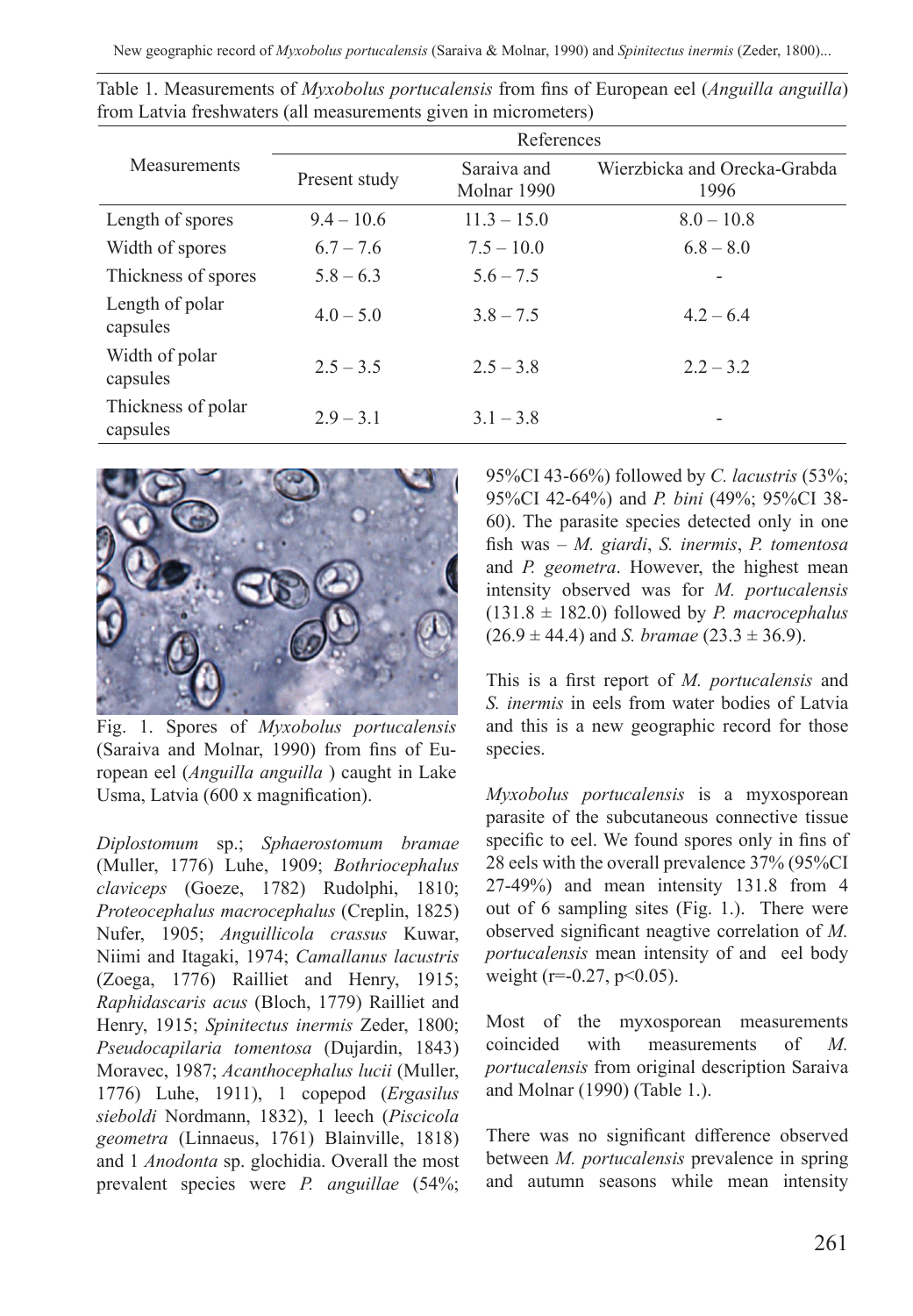Table 1. Measurements of *Myxobolus portucalensis* from fins of European eel (*Anguilla anguilla*) from Latvia freshwaters (all measurements given in micrometers)

| Measurements | References | | |
|---|---|---|---|
| | Present study | Saraiva and Molnar 1990 | Wierzbicka and Orecka-Grabda 1996 |
| Length of spores | 9.4 – 10.6 | 11.3 – 15.0 | 8.0 – 10.8 |
| Width of spores | 6.7 – 7.6 | 7.5 – 10.0 | 6.8 – 8.0 |
| Thickness of spores | 5.8 – 6.3 | 5.6 – 7.5 | - |
| Length of polar capsules | 4.0 – 5.0 | 3.8 – 7.5 | 4.2 – 6.4 |
| Width of polar capsules | 2.5 – 3.5 | 2.5 – 3.8 | 2.2 – 3.2 |
| Thickness of polar capsules | 2.9 – 3.1 | 3.1 – 3.8 | - |

Fig. 1. Spores of *Myxobolus portucalensis* (Saraiva and Molnar, 1990) from fins of European eel (*Anguilla anguilla* ) caught in Lake Usma, Latvia (600 x magnification).

*Diplostomum* sp.; *Sphaerostomum bramae* (Muller, 1776) Luhe, 1909; *Bothriocephalus claviceps* (Goeze, 1782) Rudolphi, 1810; *Proteocephalus macrocephalus* (Creplin, 1825) Nufer, 1905; *Anguillicola crassus* Kuwar, Niimi and Itagaki, 1974; *Camallanus lacustris* (Zoega, 1776) Railliet and Henry, 1915; *Raphidascaris acus* (Bloch, 1779) Railliet and Henry, 1915; *Spinitectus inermis* Zeder, 1800; *Pseudocapilaria tomentosa* (Dujardin, 1843) Moravec, 1987; *Acanthocephalus lucii* (Muller, 1776) Luhe, 1911), 1 copepod (*Ergasilus sieboldi* Nordmann, 1832), 1 leech (*Piscicola geometra* (Linnaeus, 1761) Blainville, 1818) and 1 *Anodonta* sp. glochidia. Overall the most prevalent species were *P. anguillae* (54%; 95%CI 43-66%) followed by *C. lacustris* (53%; 95%CI 42-64%) and *P. bini* (49%; 95%CI 38-60). The parasite species detected only in one fish was – *M. giardi*, *S. inermis*, *P. tomentosa* and *P. geometra*. However, the highest mean intensity observed was for *M. portucalensis* ($131.8 \pm 182.0$) followed by *P. macrocephalus* ($26.9 \pm 44.4$) and *S. bramae* ($23.3 \pm 36.9$).

This is a first report of *M. portucalensis* and *S. inermis* in eels from water bodies of Latvia and this is a new geographic record for those species.

*Myxobolus portucalensis* is a myxosporean parasite of the subcutaneous connective tissue specific to eel. We found spores only in fins of 28 eels with the overall prevalence 37% (95%CI 27-49%) and mean intensity 131.8 from 4 out of 6 sampling sites (Fig. 1.). There were observed significant neagtive correlation of *M. portucalensis* mean intensity of and eel body weight ($r=-0.27$, $p<0.05$).

Most of the myxosporean measurements coincided with measurements of *M. portucalensis* from original description Saraiva and Molnar (1990) (Table 1.).

There was no significant difference observed between *M. portucalensis* prevalence in spring and autumn seasons while mean intensity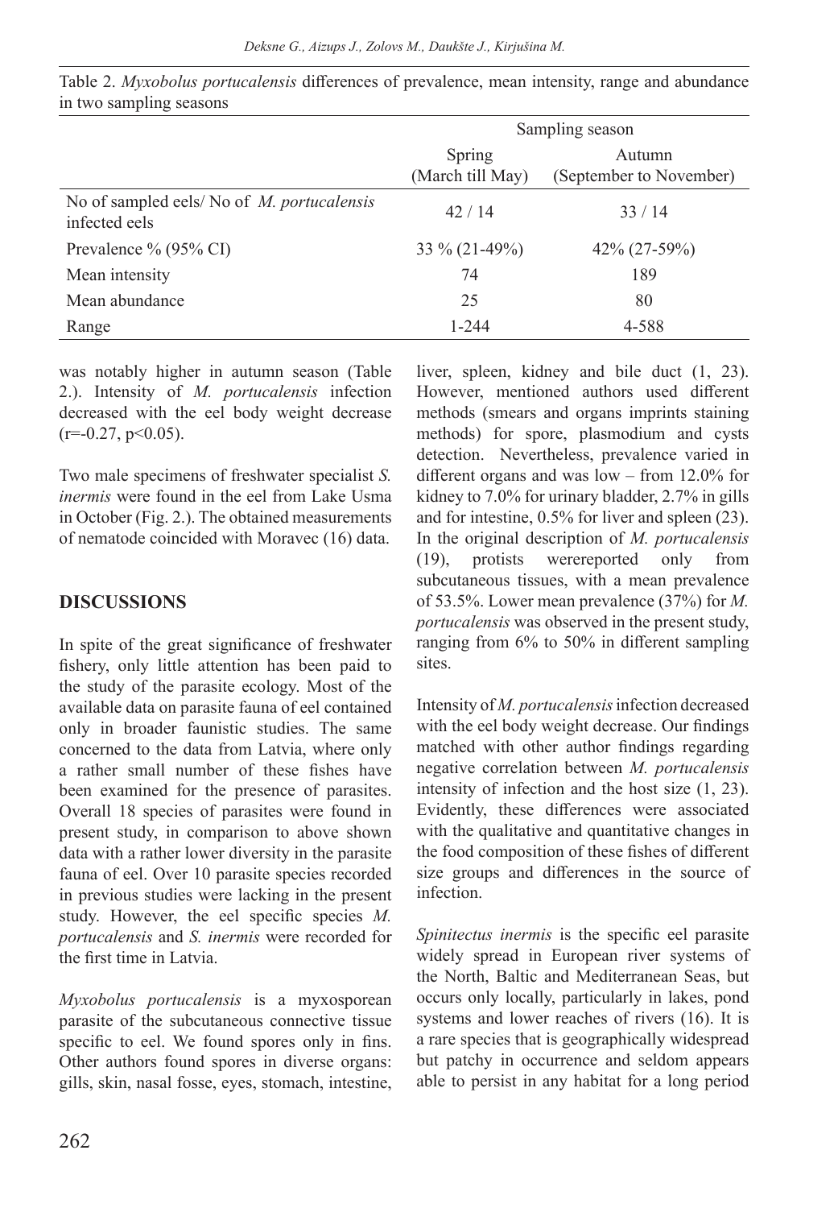Table 2. *Myxobolus portucalensis* differences of prevalence, mean intensity, range and abundance in two sampling seasons

| | Sampling season | |
|---|---|---|
| | Spring (March till May) | Autumn (September to November) |
| No of sampled eels/ No of *M. portucalensis* infected eels | 42 / 14 | 33 / 14 |
| Prevalence % (95% CI) | 33 % (21-49%) | 42% (27-59%) |
| Mean intensity | 74 | 189 |
| Mean abundance | 25 | 80 |
| Range | 1-244 | 4-588 |

was notably higher in autumn season (Table 2.). Intensity of *M. portucalensis* infection decreased with the eel body weight decrease ($r=-0.27$, $p<0.05$).

Two male specimens of freshwater specialist *S. inermis* were found in the eel from Lake Usma in October (Fig. 2.). The obtained measurements of nematode coincided with Moravec (16) data.

## DISCUSSIONS

In spite of the great significance of freshwater fishery, only little attention has been paid to the study of the parasite ecology. Most of the available data on parasite fauna of eel contained only in broader faunistic studies. The same concerned to the data from Latvia, where only a rather small number of these fishes have been examined for the presence of parasites. Overall 18 species of parasites were found in present study, in comparison to above shown data with a rather lower diversity in the parasite fauna of eel. Over 10 parasite species recorded in previous studies were lacking in the present study. However, the eel specific species *M. portucalensis* and *S. inermis* were recorded for the first time in Latvia.

*Myxobolus portucalensis* is a myxosporean parasite of the subcutaneous connective tissue specific to eel. We found spores only in fins. Other authors found spores in diverse organs: gills, skin, nasal fosse, eyes, stomach, intestine, liver, spleen, kidney and bile duct (1, 23). However, mentioned authors used different methods (smears and organs imprints staining methods) for spore, plasmodium and cysts detection. Nevertheless, prevalence varied in different organs and was low – from 12.0% for kidney to 7.0% for urinary bladder, 2.7% in gills and for intestine, 0.5% for liver and spleen (23). In the original description of *M. portucalensis* (19), protists werereported only from subcutaneous tissues, with a mean prevalence of 53.5%. Lower mean prevalence (37%) for *M. portucalensis* was observed in the present study, ranging from 6% to 50% in different sampling sites.

Intensity of *M. portucalensis* infection decreased with the eel body weight decrease. Our findings matched with other author findings regarding negative correlation between *M. portucalensis* intensity of infection and the host size (1, 23). Evidently, these differences were associated with the qualitative and quantitative changes in the food composition of these fishes of different size groups and differences in the source of infection.

*Spinitectus inermis* is the specific eel parasite widely spread in European river systems of the North, Baltic and Mediterranean Seas, but occurs only locally, particularly in lakes, pond systems and lower reaches of rivers (16). It is a rare species that is geographically widespread but patchy in occurrence and seldom appears able to persist in any habitat for a long period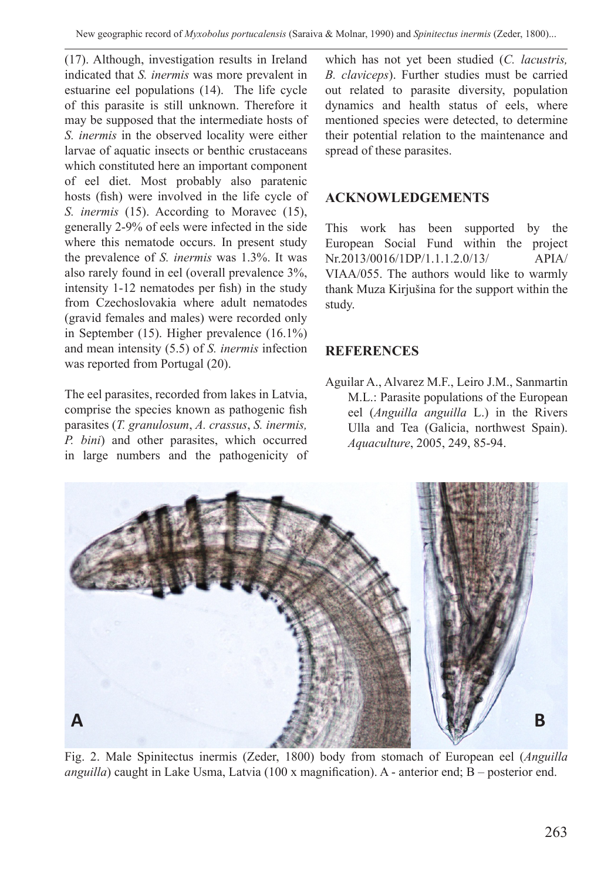(17). Although, investigation results in Ireland indicated that *S. inermis* was more prevalent in estuarine eel populations (14). The life cycle of this parasite is still unknown. Therefore it may be supposed that the intermediate hosts of *S. inermis* in the observed locality were either larvae of aquatic insects or benthic crustaceans which constituted here an important component of eel diet. Most probably also paratenic hosts (fish) were involved in the life cycle of *S. inermis* (15). According to Moravec (15), generally 2-9% of eels were infected in the side where this nematode occurs. In present study the prevalence of *S. inermis* was 1.3%. It was also rarely found in eel (overall prevalence 3%, intensity 1-12 nematodes per fish) in the study from Czechoslovakia where adult nematodes (gravid females and males) were recorded only in September (15). Higher prevalence (16.1%) and mean intensity (5.5) of *S. inermis* infection was reported from Portugal (20).

The eel parasites, recorded from lakes in Latvia, comprise the species known as pathogenic fish parasites (*T. granulosum*, *A. crassus*, *S. inermis, P. bini*) and other parasites, which occurred in large numbers and the pathogenicity of which has not yet been studied (*C. lacustris, B. claviceps*). Further studies must be carried out related to parasite diversity, population dynamics and health status of eels, where mentioned species were detected, to determine their potential relation to the maintenance and spread of these parasites.

## ACKNOWLEDGEMENTS

This work has been supported by the European Social Fund within the project Nr.2013/0016/1DP/1.1.1.2.0/13/ APIA/ VIAA/055. The authors would like to warmly thank Muza Kirjušina for the support within the study.

## REFERENCES

Aguilar A., Alvarez M.F., Leiro J.M., Sanmartin M.L.: Parasite populations of the European eel (*Anguilla anguilla* L.) in the Rivers Ulla and Tea (Galicia, northwest Spain). *Aquaculture*, 2005, 249, 85-94.

Fig. 2. Male Spinitectus inermis (Zeder, 1800) body from stomach of European eel (*Anguilla anguilla*) caught in Lake Usma, Latvia (100 x magnification). A - anterior end; B – posterior end.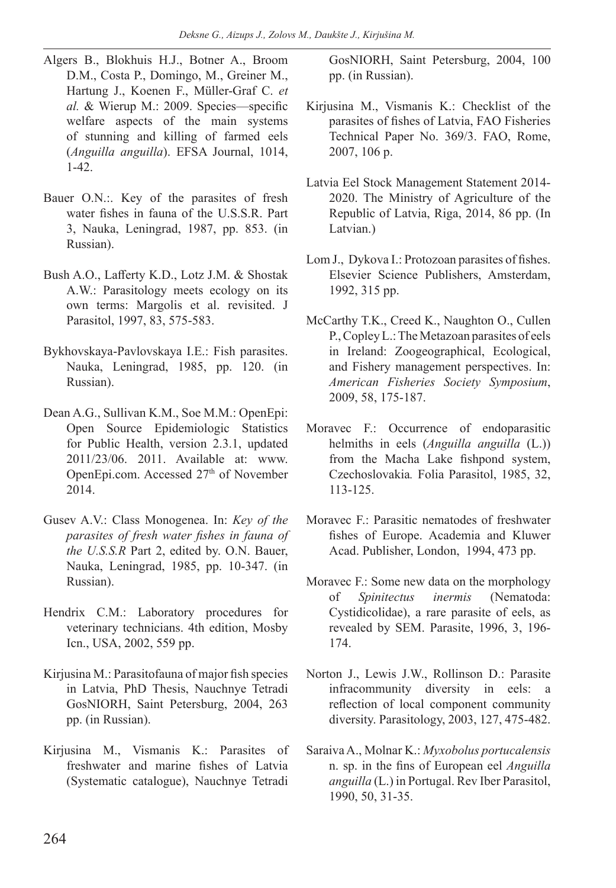Algers B., Blokhuis H.J., Botner A., Broom D.M., Costa P., Domingo, M., Greiner M., Hartung J., Koenen F., Müller-Graf C. *et al.* & Wierup M.: 2009. Species—specific welfare aspects of the main systems of stunning and killing of farmed eels (*Anguilla anguilla*). EFSA Journal, 1014, 1-42.

Bauer O.N.:. Key of the parasites of fresh water fishes in fauna of the U.S.S.R. Part 3, Nauka, Leningrad, 1987, pp. 853. (in Russian).

Bush A.O., Lafferty K.D., Lotz J.M. & Shostak A.W.: Parasitology meets ecology on its own terms: Margolis et al. revisited. J Parasitol, 1997, 83, 575-583.

Bykhovskaya-Pavlovskaya I.E.: Fish parasites. Nauka, Leningrad, 1985, pp. 120. (in Russian).

Dean A.G., Sullivan K.M., Soe M.M.: OpenEpi: Open Source Epidemiologic Statistics for Public Health, version 2.3.1, updated 2011/23/06. 2011. Available at: www.OpenEpi.com. Accessed 27th of November 2014.

Gusev A.V.: Class Monogenea. In: *Key of the parasites of fresh water fishes in fauna of the U.S.S.R* Part 2, edited by. O.N. Bauer, Nauka, Leningrad, 1985, pp. 10-347. (in Russian).

Hendrix C.M.: Laboratory procedures for veterinary technicians. 4th edition, Mosby Icn., USA, 2002, 559 pp.

Kirjusina M.: Parasitofauna of major fish species in Latvia, PhD Thesis, Nauchnye Tetradi GosNIORH, Saint Petersburg, 2004, 263 pp. (in Russian).

Kirjusina M., Vismanis K.: Parasites of freshwater and marine fishes of Latvia (Systematic catalogue), Nauchnye Tetradi GosNIORH, Saint Petersburg, 2004, 100 pp. (in Russian).

Kirjusina M., Vismanis K.: Checklist of the parasites of fishes of Latvia, FAO Fisheries Technical Paper No. 369/3. FAO, Rome, 2007, 106 p.

Latvia Eel Stock Management Statement 2014-2020. The Ministry of Agriculture of the Republic of Latvia, Riga, 2014, 86 pp. (In Latvian.)

Lom J., Dykova I.: Protozoan parasites of fishes. Elsevier Science Publishers, Amsterdam, 1992, 315 pp.

McCarthy T.K., Creed K., Naughton O., Cullen P., Copley L.: The Metazoan parasites of eels in Ireland: Zoogeographical, Ecological, and Fishery management perspectives. In: *American Fisheries Society Symposium*, 2009, 58, 175-187.

Moravec F.: Occurrence of endoparasitic helmiths in eels (*Anguilla anguilla* (L.)) from the Macha Lake fishpond system, Czechoslovakia*.* Folia Parasitol, 1985, 32, 113-125.

Moravec F.: Parasitic nematodes of freshwater fishes of Europe. Academia and Kluwer Acad. Publisher, London, 1994, 473 pp.

Moravec F.: Some new data on the morphology of *Spinitectus inermis* (Nematoda: Cystidicolidae), a rare parasite of eels, as revealed by SEM. Parasite, 1996, 3, 196-174.

Norton J., Lewis J.W., Rollinson D.: Parasite infracommunity diversity in eels: a reflection of local component community diversity. Parasitology, 2003, 127, 475-482.

Saraiva A., Molnar K.: *Myxobolus portucalensis* n. sp. in the fins of European eel *Anguilla anguilla* (L.) in Portugal. Rev Iber Parasitol, 1990, 50, 31-35.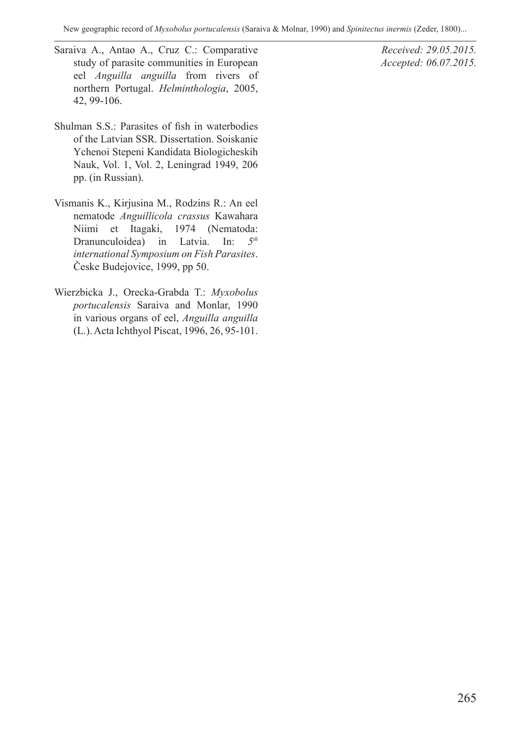Saraiva A., Antao A., Cruz C.: Comparative study of parasite communities in European eel *Anguilla anguilla* from rivers of northern Portugal. *Helminthologia*, 2005, 42, 99-106.

Shulman S.S.: Parasites of fish in waterbodies of the Latvian SSR. Dissertation. Soiskanie Ychenoi Stepeni Kandidata Biologicheskih Nauk, Vol. 1, Vol. 2, Leningrad 1949, 206 pp. (in Russian).

Vismanis K., Kirjusina M., Rodzins R.: An eel nematode *Anguillicola crassus* Kawahara Niimi et Itagaki, 1974 (Nematoda: Dranunculoidea) in Latvia. In: *5th international Symposium on Fish Parasites*. Česke Budejovice, 1999, pp 50.

Wierzbicka J., Orecka-Grabda T.: *Myxobolus portucalensis* Saraiva and Monlar, 1990 in various organs of eel, *Anguilla anguilla* (L.). Acta Ichthyol Piscat, 1996, 26, 95-101.

*Received: 29.05.2015.*
*Accepted: 06.07.2015.*